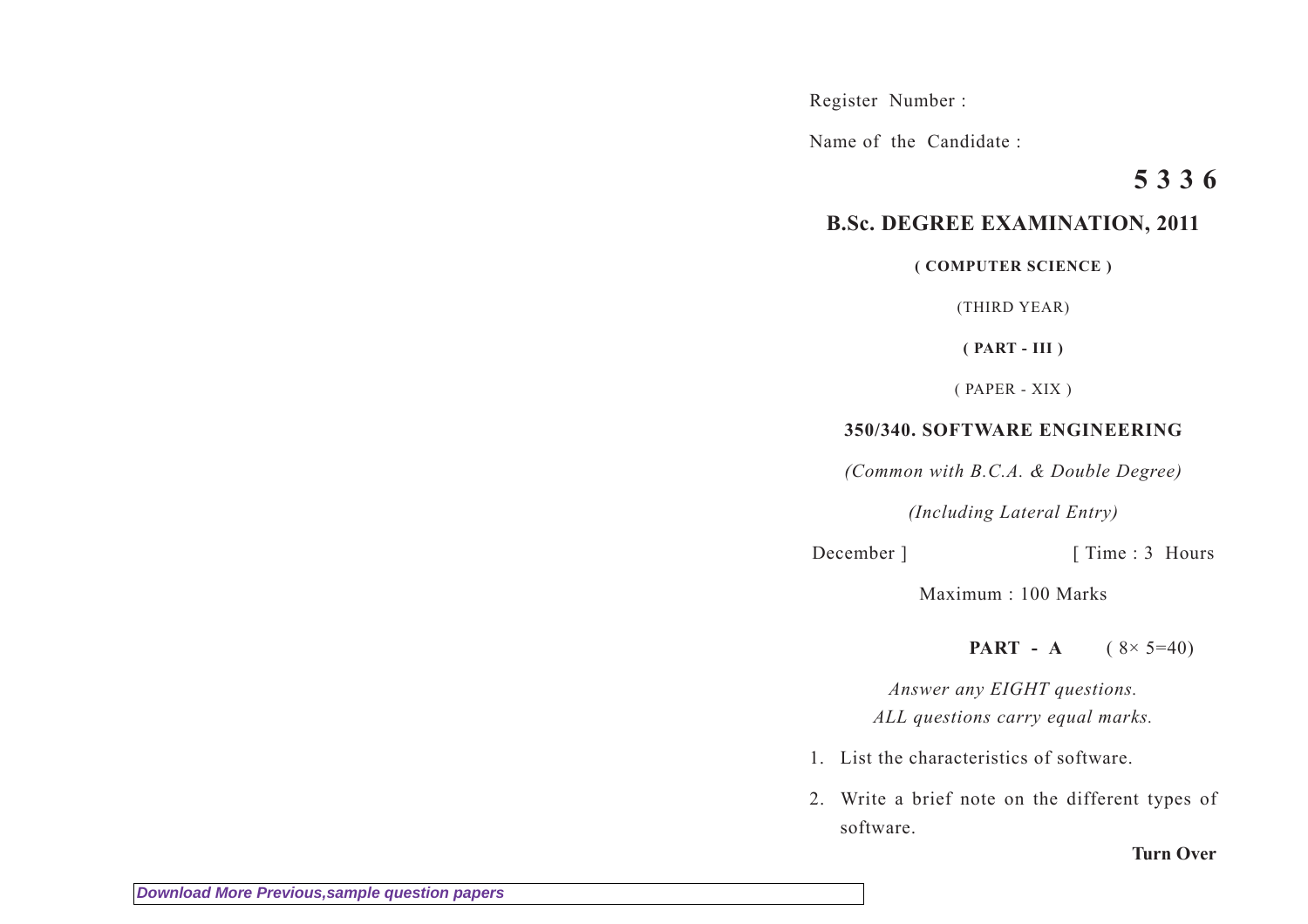Register Number :

Name of the Candidate :

**5 3 3 6**

## B.Sc. DEGREE EXAMINATION, 2011

**( COMPUTER SCIENCE )**

(THIRD YEAR)

**( PART - III )**

( PAPER - XIX )

### 350/340. SOFTWARE ENGINEERING

*(Common with B.C.A. & Double Degree)*

*(Including Lateral Entry)*

December ] [ Time : 3 Hours

Maximum : 100 Marks

**PART - A** ( 8× 5=40)

*Answer any EIGHT questions.*
*ALL questions carry equal marks.*

1. List the characteristics of software.

2. Write a brief note on the different types of software.

**Turn Over**

Download More Previous,sample question papers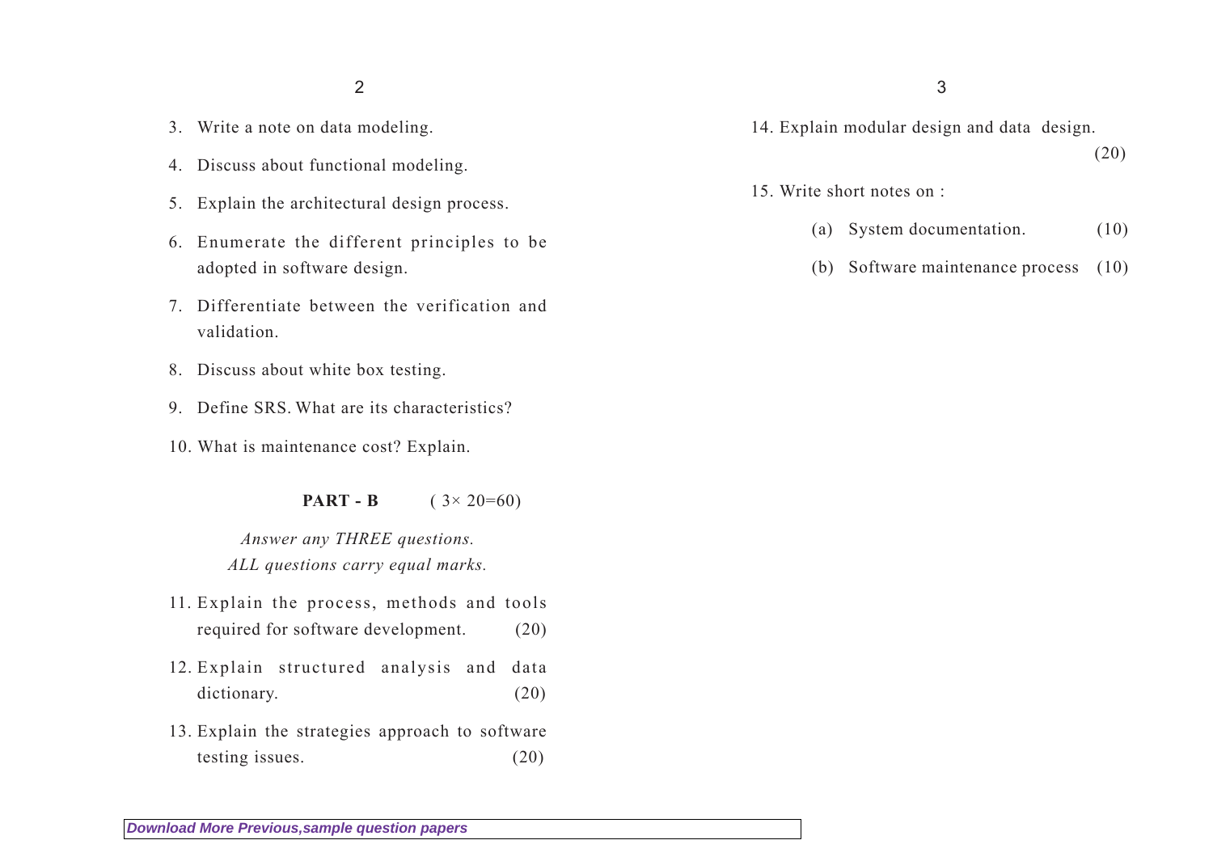3. Write a note on data modeling.

4. Discuss about functional modeling.

5. Explain the architectural design process.

6. Enumerate the different principles to be adopted in software design.

7. Differentiate between the verification and validation.

8. Discuss about white box testing.

9. Define SRS. What are its characteristics?

10. What is maintenance cost? Explain.

**PART - B** ( 3× 20=60)

*Answer any THREE questions.*
*ALL questions carry equal marks.*

11. Explain the process, methods and tools required for software development. (20)

12. Explain structured analysis and data dictionary. (20)

13. Explain the strategies approach to software testing issues. (20)

14. Explain modular design and data design. (20)

15. Write short notes on :

    (a) System documentation. (10)

    (b) Software maintenance process (10)